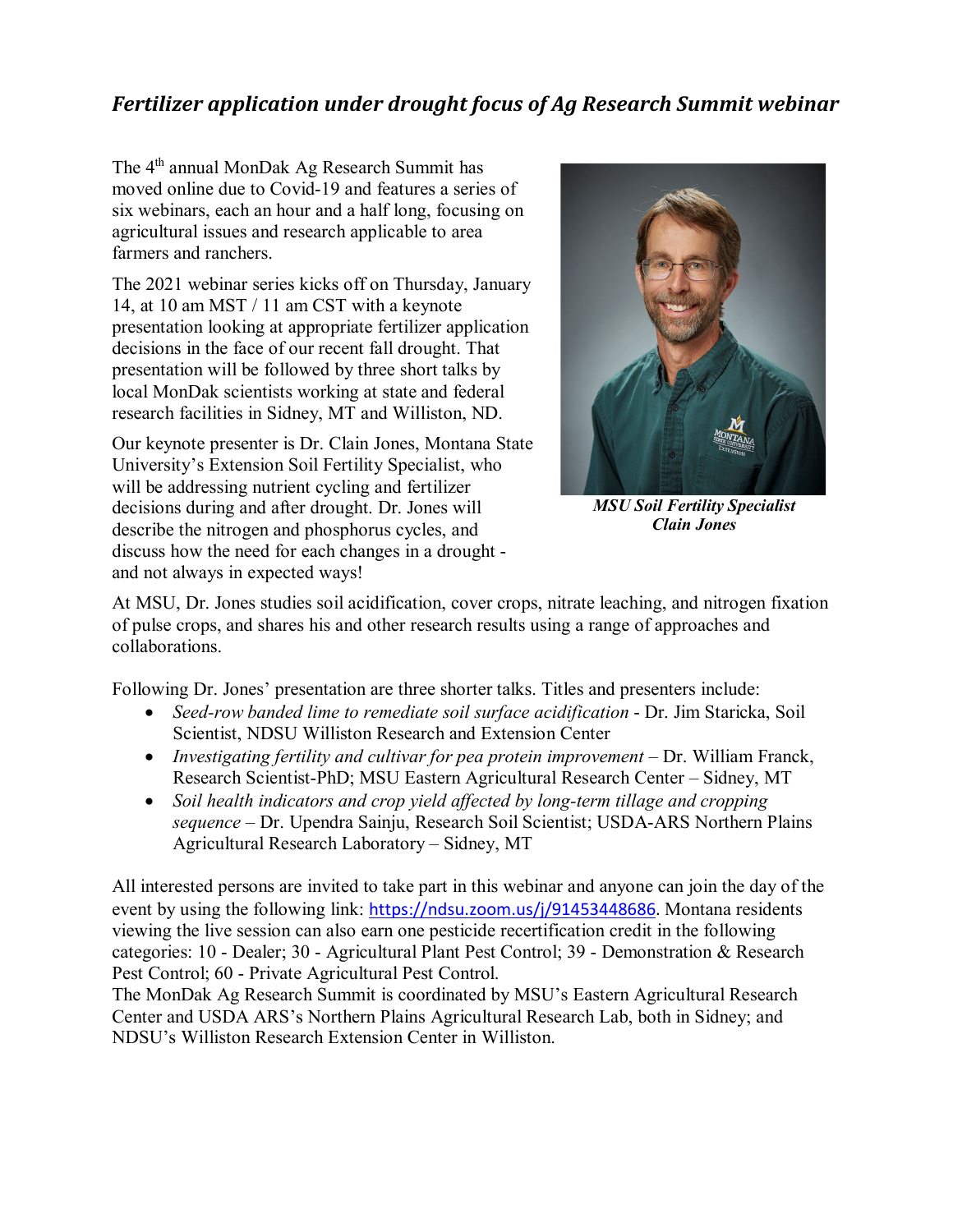# *Fertilizer application under drought focus of Ag Research Summit webinar*

The 4th annual MonDak Ag Research Summit has moved online due to Covid-19 and features a series of six webinars, each an hour and a half long, focusing on agricultural issues and research applicable to area farmers and ranchers.

The 2021 webinar series kicks off on Thursday, January 14, at 10 am MST / 11 am CST with a keynote presentation looking at appropriate fertilizer application decisions in the face of our recent fall drought. That presentation will be followed by three short talks by local MonDak scientists working at state and federal research facilities in Sidney, MT and Williston, ND.

Our keynote presenter is Dr. Clain Jones, Montana State University's Extension Soil Fertility Specialist, who will be addressing nutrient cycling and fertilizer decisions during and after drought. Dr. Jones will describe the nitrogen and phosphorus cycles, and discuss how the need for each changes in a drought - and not always in expected ways!

***MSU Soil Fertility Specialist Clain Jones***

At MSU, Dr. Jones studies soil acidification, cover crops, nitrate leaching, and nitrogen fixation of pulse crops, and shares his and other research results using a range of approaches and collaborations.

Following Dr. Jones' presentation are three shorter talks. Titles and presenters include:

- *Seed-row banded lime to remediate soil surface acidification* - Dr. Jim Staricka, Soil Scientist, NDSU Williston Research and Extension Center
- *Investigating fertility and cultivar for pea protein improvement* – Dr. William Franck, Research Scientist-PhD; MSU Eastern Agricultural Research Center – Sidney, MT
- *Soil health indicators and crop yield affected by long-term tillage and cropping sequence* – Dr. Upendra Sainju, Research Soil Scientist; USDA-ARS Northern Plains Agricultural Research Laboratory – Sidney, MT

All interested persons are invited to take part in this webinar and anyone can join the day of the event by using the following link: https://ndsu.zoom.us/j/91453448686. Montana residents viewing the live session can also earn one pesticide recertification credit in the following categories: 10 - Dealer; 30 - Agricultural Plant Pest Control; 39 - Demonstration & Research Pest Control; 60 - Private Agricultural Pest Control.

The MonDak Ag Research Summit is coordinated by MSU's Eastern Agricultural Research Center and USDA ARS's Northern Plains Agricultural Research Lab, both in Sidney; and NDSU's Williston Research Extension Center in Williston.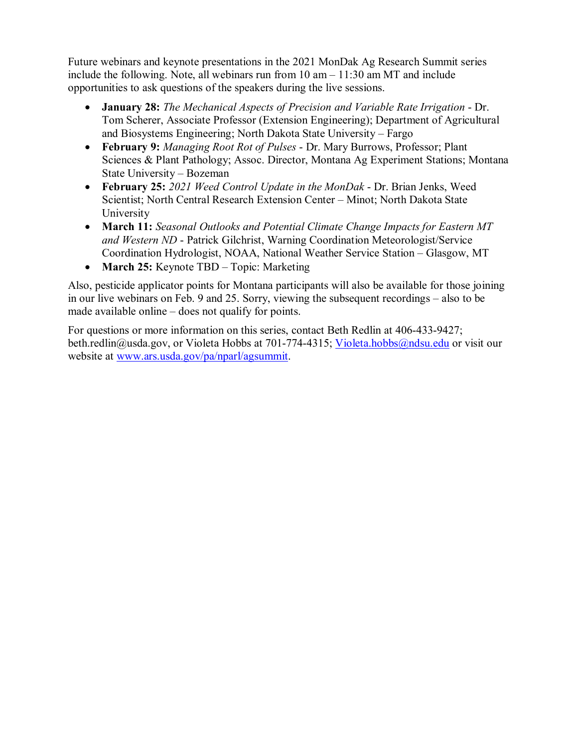Future webinars and keynote presentations in the 2021 MonDak Ag Research Summit series include the following. Note, all webinars run from 10 am – 11:30 am MT and include opportunities to ask questions of the speakers during the live sessions.

- **January 28:** *The Mechanical Aspects of Precision and Variable Rate Irrigation* - Dr. Tom Scherer, Associate Professor (Extension Engineering); Department of Agricultural and Biosystems Engineering; North Dakota State University – Fargo
- **February 9:** *Managing Root Rot of Pulses* - Dr. Mary Burrows, Professor; Plant Sciences & Plant Pathology; Assoc. Director, Montana Ag Experiment Stations; Montana State University – Bozeman
- **February 25:** *2021 Weed Control Update in the MonDak* - Dr. Brian Jenks, Weed Scientist; North Central Research Extension Center – Minot; North Dakota State University
- **March 11:** *Seasonal Outlooks and Potential Climate Change Impacts for Eastern MT and Western ND* - Patrick Gilchrist, Warning Coordination Meteorologist/Service Coordination Hydrologist, NOAA, National Weather Service Station – Glasgow, MT
- **March 25:** Keynote TBD – Topic: Marketing

Also, pesticide applicator points for Montana participants will also be available for those joining in our live webinars on Feb. 9 and 25. Sorry, viewing the subsequent recordings – also to be made available online – does not qualify for points.

For questions or more information on this series, contact Beth Redlin at 406-433-9427; beth.redlin@usda.gov, or Violeta Hobbs at 701-774-4315; [Violeta.hobbs@ndsu.edu](mailto:Violeta.hobbs@ndsu.edu) or visit our website at [www.ars.usda.gov/pa/nparl/agsummit](http://www.ars.usda.gov/pa/nparl/agsummit).